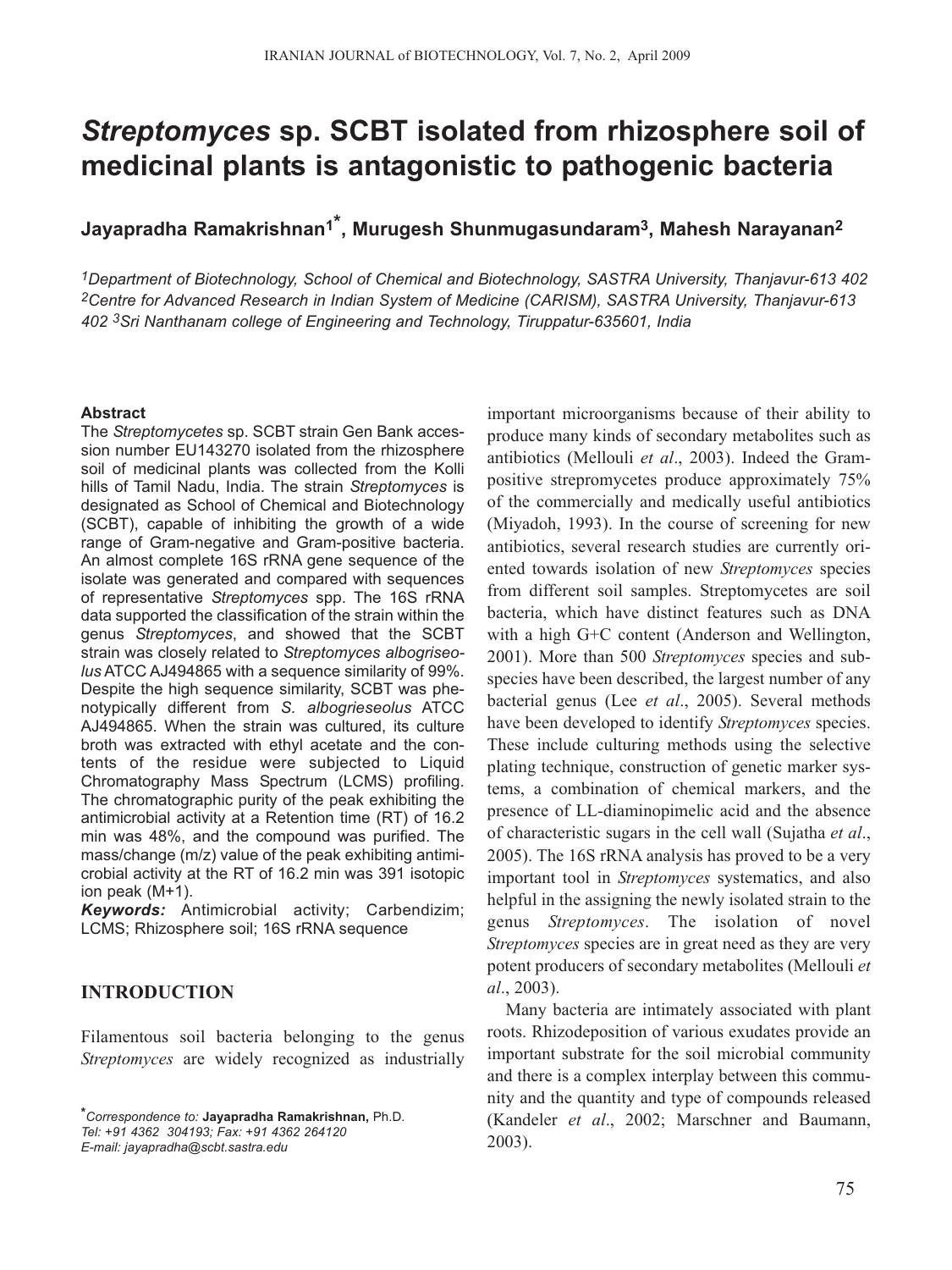# *Streptomyces* sp. SCBT isolated from rhizosphere soil of medicinal plants is antagonistic to pathogenic bacteria

**Jayapradha Ramakrishnan[1*], Murugesh Shunmugasundaram[3], Mahesh Narayanan[2]**

*[1]Department of Biotechnology, School of Chemical and Biotechnology, SASTRA University, Thanjavur-613 402*
*[2]Centre for Advanced Research in Indian System of Medicine (CARISM), SASTRA University, Thanjavur-613 402* *[3]Sri Nanthanam college of Engineering and Technology, Tiruppatur-635601, India*

**Abstract**

The *Streptomycetes* sp. SCBT strain Gen Bank accession number EU143270 isolated from the rhizosphere soil of medicinal plants was collected from the Kolli hills of Tamil Nadu, India. The strain *Streptomyces* is designated as School of Chemical and Biotechnology (SCBT), capable of inhibiting the growth of a wide range of Gram-negative and Gram-positive bacteria. An almost complete 16S rRNA gene sequence of the isolate was generated and compared with sequences of representative *Streptomyces* spp. The 16S rRNA data supported the classification of the strain within the genus *Streptomyces*, and showed that the SCBT strain was closely related to *Streptomyces albogriseolus* ATCC AJ494865 with a sequence similarity of 99%. Despite the high sequence similarity, SCBT was phenotypically different from *S. albogrieseolus* ATCC AJ494865. When the strain was cultured, its culture broth was extracted with ethyl acetate and the contents of the residue were subjected to Liquid Chromatography Mass Spectrum (LCMS) profiling. The chromatographic purity of the peak exhibiting the antimicrobial activity at a Retention time (RT) of 16.2 min was 48%, and the compound was purified. The mass/change (m/z) value of the peak exhibiting antimicrobial activity at the RT of 16.2 min was 391 isotopic ion peak (M+1).

***Keywords:*** Antimicrobial activity; Carbendizim; LCMS; Rhizosphere soil; 16S rRNA sequence

## INTRODUCTION

Filamentous soil bacteria belonging to the genus *Streptomyces* are widely recognized as industrially important microorganisms because of their ability to produce many kinds of secondary metabolites such as antibiotics (Mellouli *et al*., 2003). Indeed the Gram-positive strepromycetes produce approximately 75% of the commercially and medically useful antibiotics (Miyadoh, 1993). In the course of screening for new antibiotics, several research studies are currently oriented towards isolation of new *Streptomyces* species from different soil samples. Streptomycetes are soil bacteria, which have distinct features such as DNA with a high G+C content (Anderson and Wellington, 2001). More than 500 *Streptomyces* species and subspecies have been described, the largest number of any bacterial genus (Lee *et al*., 2005). Several methods have been developed to identify *Streptomyces* species. These include culturing methods using the selective plating technique, construction of genetic marker systems, a combination of chemical markers, and the presence of LL-diaminopimelic acid and the absence of characteristic sugars in the cell wall (Sujatha *et al*., 2005). The 16S rRNA analysis has proved to be a very important tool in *Streptomyces* systematics, and also helpful in the assigning the newly isolated strain to the genus *Streptomyces*. The isolation of novel *Streptomyces* species are in great need as they are very potent producers of secondary metabolites (Mellouli *et al*., 2003).

Many bacteria are intimately associated with plant roots. Rhizodeposition of various exudates provide an important substrate for the soil microbial community and there is a complex interplay between this community and the quantity and type of compounds released (Kandeler *et al*., 2002; Marschner and Baumann, 2003).

[*]*Correspondence to:* **Jayapradha Ramakrishnan,** Ph.D.
*Tel: +91 4362 304193; Fax: +91 4362 264120*
*E-mail: jayapradha@scbt.sastra.edu*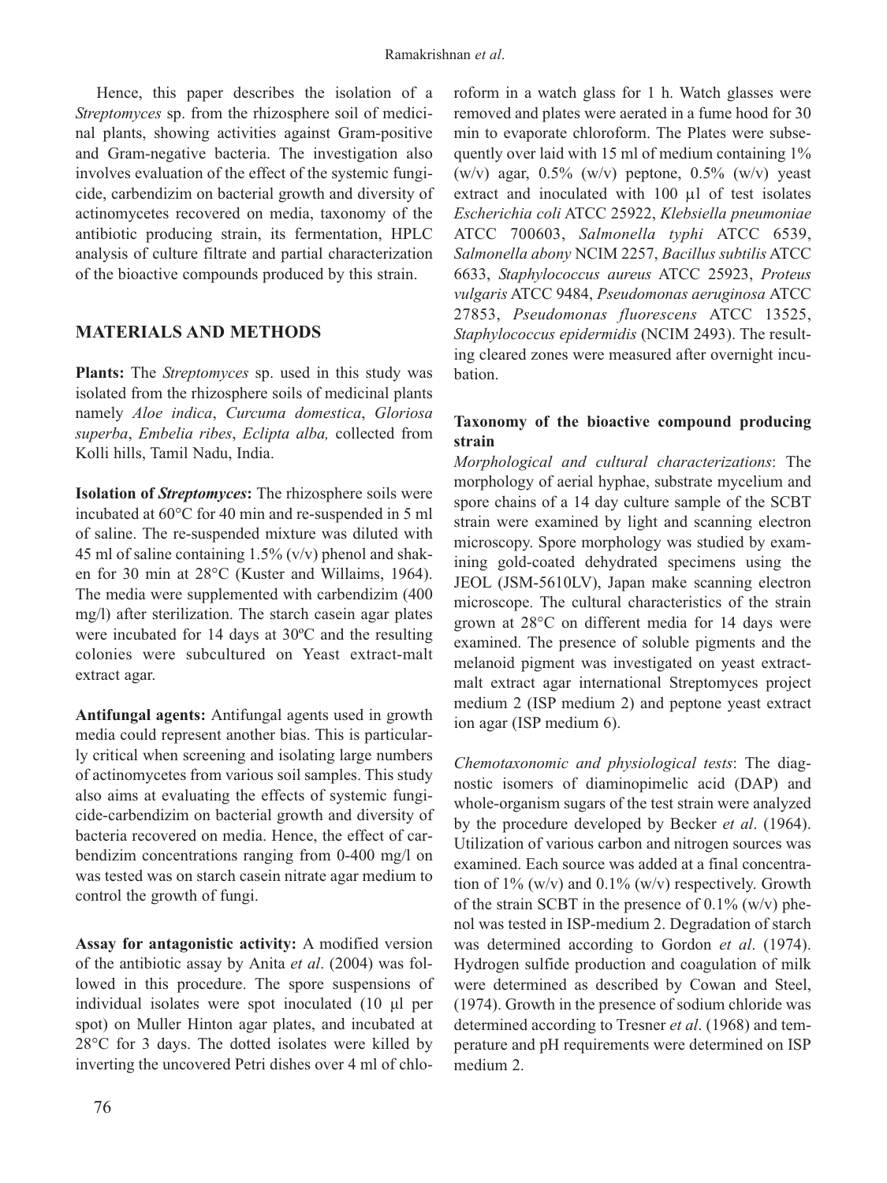Hence, this paper describes the isolation of a *Streptomyces* sp. from the rhizosphere soil of medicinal plants, showing activities against Gram-positive and Gram-negative bacteria. The investigation also involves evaluation of the effect of the systemic fungicide, carbendizim on bacterial growth and diversity of actinomycetes recovered on media, taxonomy of the antibiotic producing strain, its fermentation, HPLC analysis of culture filtrate and partial characterization of the bioactive compounds produced by this strain.

## MATERIALS AND METHODS

**Plants:** The *Streptomyces* sp. used in this study was isolated from the rhizosphere soils of medicinal plants namely *Aloe indica*, *Curcuma domestica*, *Gloriosa superba*, *Embelia ribes*, *Eclipta alba,* collected from Kolli hills, Tamil Nadu, India.

**Isolation of *Streptomyces*:** The rhizosphere soils were incubated at 60°C for 40 min and re-suspended in 5 ml of saline. The re-suspended mixture was diluted with 45 ml of saline containing 1.5% (v/v) phenol and shaken for 30 min at 28°C (Kuster and Willaims, 1964). The media were supplemented with carbendizim (400 mg/l) after sterilization. The starch casein agar plates were incubated for 14 days at 30ºC and the resulting colonies were subcultured on Yeast extract-malt extract agar.

**Antifungal agents:** Antifungal agents used in growth media could represent another bias. This is particularly critical when screening and isolating large numbers of actinomycetes from various soil samples. This study also aims at evaluating the effects of systemic fungicide-carbendizim on bacterial growth and diversity of bacteria recovered on media. Hence, the effect of carbendizim concentrations ranging from 0-400 mg/l on was tested was on starch casein nitrate agar medium to control the growth of fungi.

**Assay for antagonistic activity:** A modified version of the antibiotic assay by Anita *et al*. (2004) was followed in this procedure. The spore suspensions of individual isolates were spot inoculated (10 µl per spot) on Muller Hinton agar plates, and incubated at 28°C for 3 days. The dotted isolates were killed by inverting the uncovered Petri dishes over 4 ml of chloroform in a watch glass for 1 h. Watch glasses were removed and plates were aerated in a fume hood for 30 min to evaporate chloroform. The Plates were subsequently over laid with 15 ml of medium containing 1% (w/v) agar, 0.5% (w/v) peptone, 0.5% (w/v) yeast extract and inoculated with 100 µl of test isolates *Escherichia coli* ATCC 25922, *Klebsiella pneumoniae* ATCC 700603, *Salmonella typhi* ATCC 6539, *Salmonella abony* NCIM 2257, *Bacillus subtilis* ATCC 6633, *Staphylococcus aureus* ATCC 25923, *Proteus vulgaris* ATCC 9484, *Pseudomonas aeruginosa* ATCC 27853, *Pseudomonas fluorescens* ATCC 13525, *Staphylococcus epidermidis* (NCIM 2493). The resulting cleared zones were measured after overnight incubation.

### Taxonomy of the bioactive compound producing strain

*Morphological and cultural characterizations*: The morphology of aerial hyphae, substrate mycelium and spore chains of a 14 day culture sample of the SCBT strain were examined by light and scanning electron microscopy. Spore morphology was studied by examining gold-coated dehydrated specimens using the JEOL (JSM-5610LV), Japan make scanning electron microscope. The cultural characteristics of the strain grown at 28°C on different media for 14 days were examined. The presence of soluble pigments and the melanoid pigment was investigated on yeast extract-malt extract agar international Streptomyces project medium 2 (ISP medium 2) and peptone yeast extract ion agar (ISP medium 6).

*Chemotaxonomic and physiological tests*: The diagnostic isomers of diaminopimelic acid (DAP) and whole-organism sugars of the test strain were analyzed by the procedure developed by Becker *et al*. (1964). Utilization of various carbon and nitrogen sources was examined. Each source was added at a final concentration of 1% (w/v) and 0.1% (w/v) respectively. Growth of the strain SCBT in the presence of 0.1% (w/v) phenol was tested in ISP-medium 2. Degradation of starch was determined according to Gordon *et al*. (1974). Hydrogen sulfide production and coagulation of milk were determined as described by Cowan and Steel, (1974). Growth in the presence of sodium chloride was determined according to Tresner *et al*. (1968) and temperature and pH requirements were determined on ISP medium 2.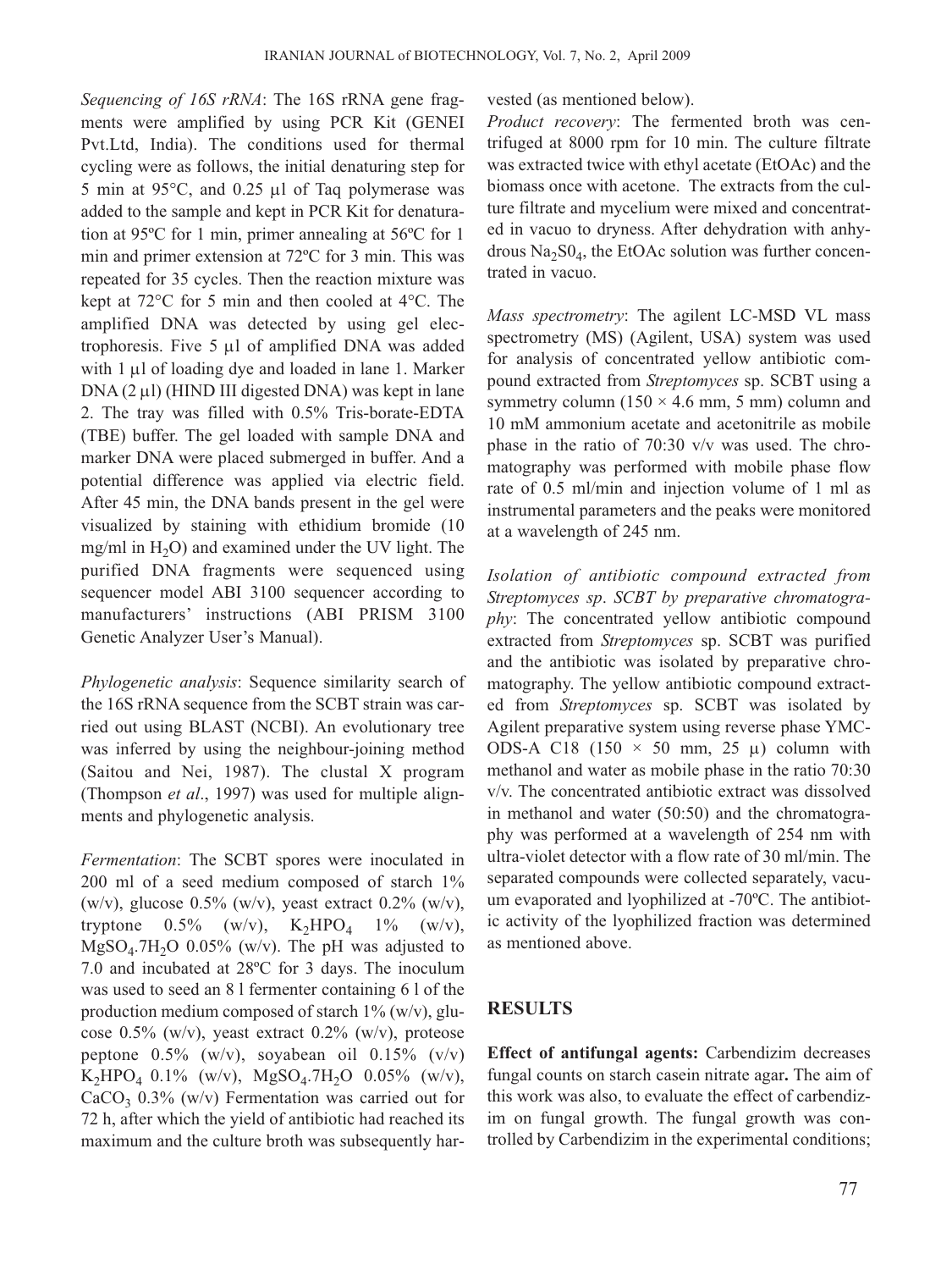*Sequencing of 16S rRNA*: The 16S rRNA gene fragments were amplified by using PCR Kit (GENEI Pvt.Ltd, India). The conditions used for thermal cycling were as follows, the initial denaturing step for 5 min at 95°C, and 0.25 µl of Taq polymerase was added to the sample and kept in PCR Kit for denaturation at 95ºC for 1 min, primer annealing at 56ºC for 1 min and primer extension at 72ºC for 3 min. This was repeated for 35 cycles. Then the reaction mixture was kept at 72°C for 5 min and then cooled at 4°C. The amplified DNA was detected by using gel electrophoresis. Five 5 µl of amplified DNA was added with 1 µl of loading dye and loaded in lane 1. Marker DNA (2 µl) (HIND III digested DNA) was kept in lane 2. The tray was filled with 0.5% Tris-borate-EDTA (TBE) buffer. The gel loaded with sample DNA and marker DNA were placed submerged in buffer. And a potential difference was applied via electric field. After 45 min, the DNA bands present in the gel were visualized by staining with ethidium bromide (10 mg/ml in $H_2O$) and examined under the UV light. The purified DNA fragments were sequenced using sequencer model ABI 3100 sequencer according to manufacturers' instructions (ABI PRISM 3100 Genetic Analyzer User's Manual).

*Phylogenetic analysis*: Sequence similarity search of the 16S rRNA sequence from the SCBT strain was carried out using BLAST (NCBI). An evolutionary tree was inferred by using the neighbour-joining method (Saitou and Nei, 1987). The clustal X program (Thompson *et al*., 1997) was used for multiple alignments and phylogenetic analysis.

*Fermentation*: The SCBT spores were inoculated in 200 ml of a seed medium composed of starch 1% (w/v), glucose 0.5% (w/v), yeast extract 0.2% (w/v), tryptone 0.5% (w/v), $K_2HPO_4$ 1% (w/v), $MgSO_4.7H_2O$ 0.05% (w/v). The pH was adjusted to 7.0 and incubated at 28ºC for 3 days. The inoculum was used to seed an 8 l fermenter containing 6 l of the production medium composed of starch 1% (w/v), glucose 0.5% (w/v), yeast extract 0.2% (w/v), proteose peptone 0.5% (w/v), soyabean oil 0.15% (v/v) $K_2HPO_4$ 0.1% (w/v), $MgSO_4.7H_2O$ 0.05% (w/v), $CaCO_3$ 0.3% (w/v) Fermentation was carried out for 72 h, after which the yield of antibiotic had reached its maximum and the culture broth was subsequently harvested (as mentioned below).

*Product recovery*: The fermented broth was centrifuged at 8000 rpm for 10 min. The culture filtrate was extracted twice with ethyl acetate (EtOAc) and the biomass once with acetone. The extracts from the culture filtrate and mycelium were mixed and concentrated in vacuo to dryness. After dehydration with anhydrous $Na_2S0_4$, the EtOAc solution was further concentrated in vacuo.

*Mass spectrometry*: The agilent LC-MSD VL mass spectrometry (MS) (Agilent, USA) system was used for analysis of concentrated yellow antibiotic compound extracted from *Streptomyces* sp. SCBT using a symmetry column (150 × 4.6 mm, 5 mm) column and 10 mM ammonium acetate and acetonitrile as mobile phase in the ratio of 70:30 v/v was used. The chromatography was performed with mobile phase flow rate of 0.5 ml/min and injection volume of 1 ml as instrumental parameters and the peaks were monitored at a wavelength of 245 nm.

*Isolation of antibiotic compound extracted from Streptomyces sp. SCBT by preparative chromatography*: The concentrated yellow antibiotic compound extracted from *Streptomyces* sp. SCBT was purified and the antibiotic was isolated by preparative chromatography. The yellow antibiotic compound extracted from *Streptomyces* sp. SCBT was isolated by Agilent preparative system using reverse phase YMC-ODS-A C18 (150 × 50 mm, 25 µ) column with methanol and water as mobile phase in the ratio 70:30 v/v. The concentrated antibiotic extract was dissolved in methanol and water (50:50) and the chromatography was performed at a wavelength of 254 nm with ultra-violet detector with a flow rate of 30 ml/min. The separated compounds were collected separately, vacuum evaporated and lyophilized at -70ºC. The antibiotic activity of the lyophilized fraction was determined as mentioned above.

## RESULTS

**Effect of antifungal agents:** Carbendizim decreases fungal counts on starch casein nitrate agar**.** The aim of this work was also, to evaluate the effect of carbendizim on fungal growth. The fungal growth was controlled by Carbendizim in the experimental conditions;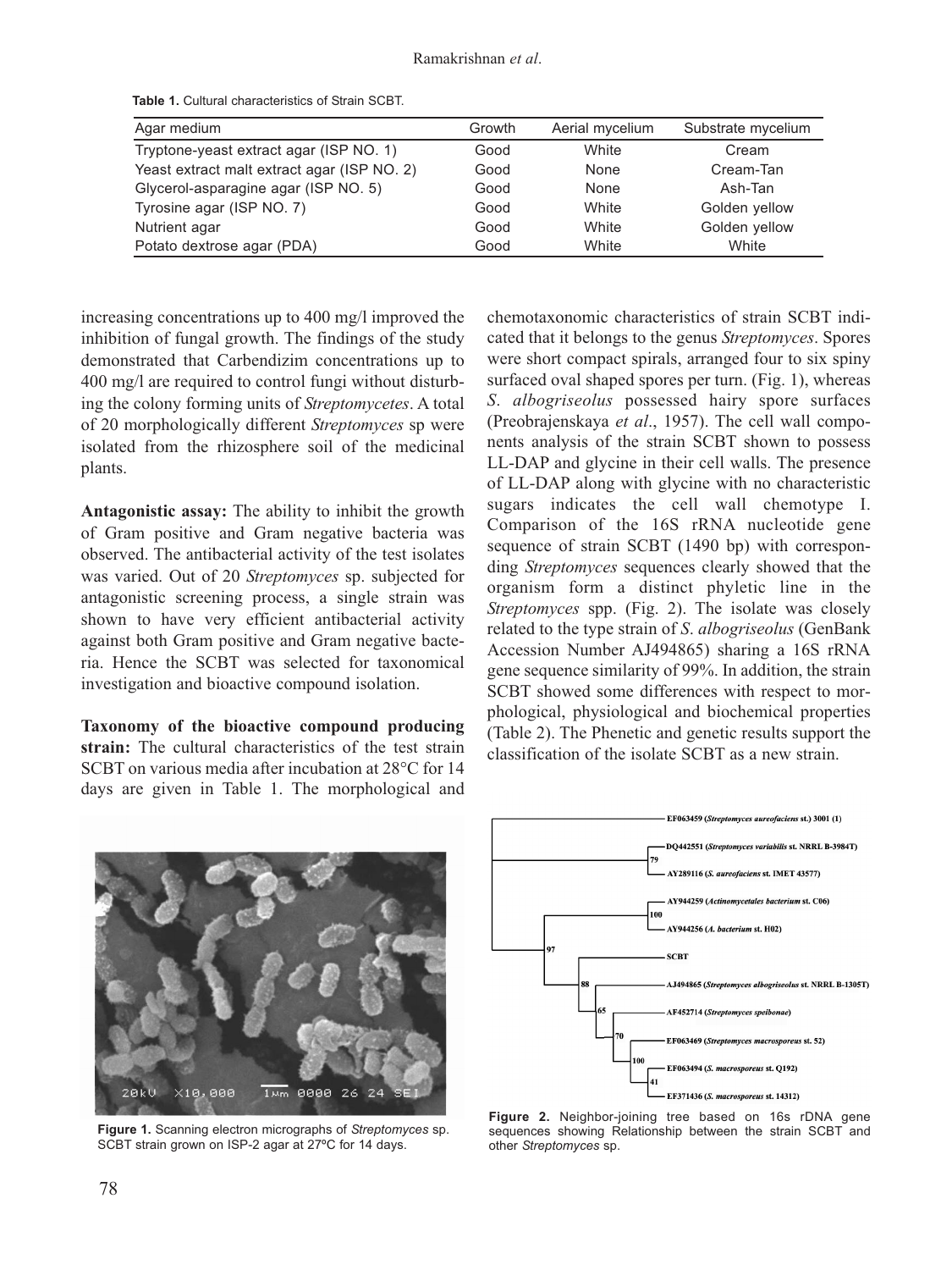**Table 1.** Cultural characteristics of Strain SCBT.

| Agar medium | Growth | Aerial mycelium | Substrate mycelium |
|---|---|---|---|
| Tryptone-yeast extract agar (ISP NO. 1) | Good | White | Cream |
| Yeast extract malt extract agar (ISP NO. 2) | Good | None | Cream-Tan |
| Glycerol-asparagine agar (ISP NO. 5) | Good | None | Ash-Tan |
| Tyrosine agar (ISP NO. 7) | Good | White | Golden yellow |
| Nutrient agar | Good | White | Golden yellow |
| Potato dextrose agar (PDA) | Good | White | White |

increasing concentrations up to 400 mg/l improved the inhibition of fungal growth. The findings of the study demonstrated that Carbendizim concentrations up to 400 mg/l are required to control fungi without disturbing the colony forming units of *Streptomycetes*. A total of 20 morphologically different *Streptomyces* sp were isolated from the rhizosphere soil of the medicinal plants.

**Antagonistic assay:** The ability to inhibit the growth of Gram positive and Gram negative bacteria was observed. The antibacterial activity of the test isolates was varied. Out of 20 *Streptomyces* sp. subjected for antagonistic screening process, a single strain was shown to have very efficient antibacterial activity against both Gram positive and Gram negative bacteria. Hence the SCBT was selected for taxonomical investigation and bioactive compound isolation.

**Taxonomy of the bioactive compound producing strain:** The cultural characteristics of the test strain SCBT on various media after incubation at 28°C for 14 days are given in Table 1. The morphological and chemotaxonomic characteristics of strain SCBT indicated that it belongs to the genus *Streptomyces*. Spores were short compact spirals, arranged four to six spiny surfaced oval shaped spores per turn. (Fig. 1), whereas *S. albogriseolus* possessed hairy spore surfaces (Preobrajenskaya *et al*., 1957). The cell wall components analysis of the strain SCBT shown to possess LL-DAP and glycine in their cell walls. The presence of LL-DAP along with glycine with no characteristic sugars indicates the cell wall chemotype I. Comparison of the 16S rRNA nucleotide gene sequence of strain SCBT (1490 bp) with corresponding *Streptomyces* sequences clearly showed that the organism form a distinct phyletic line in the *Streptomyces* spp. (Fig. 2). The isolate was closely related to the type strain of *S. albogriseolus* (GenBank Accession Number AJ494865) sharing a 16S rRNA gene sequence similarity of 99%. In addition, the strain SCBT showed some differences with respect to morphological, physiological and biochemical properties (Table 2). The Phenetic and genetic results support the classification of the isolate SCBT as a new strain.

**Figure 1.** Scanning electron micrographs of *Streptomyces* sp. SCBT strain grown on ISP-2 agar at 27ºC for 14 days.

**Figure 2.** Neighbor-joining tree based on 16s rDNA gene sequences showing Relationship between the strain SCBT and other *Streptomyces* sp.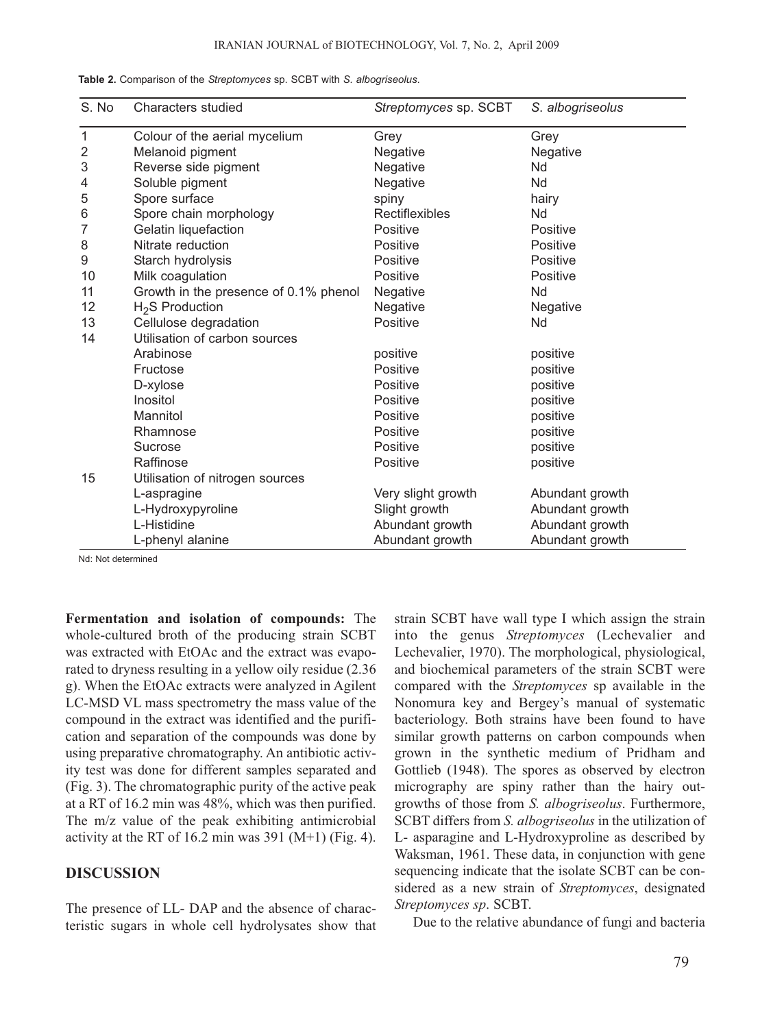**Table 2.** Comparison of the *Streptomyces* sp. SCBT with *S. albogriseolus*.

| S. No | Characters studied | *Streptomyces* sp. SCBT | *S. albogriseolus* |
|---|---|---|---|
| 1 | Colour of the aerial mycelium | Grey | Grey |
| 2 | Melanoid pigment | Negative | Negative |
| 3 | Reverse side pigment | Negative | Nd |
| 4 | Soluble pigment | Negative | Nd |
| 5 | Spore surface | spiny | hairy |
| 6 | Spore chain morphology | Rectiflexibles | Nd |
| 7 | Gelatin liquefaction | Positive | Positive |
| 8 | Nitrate reduction | Positive | Positive |
| 9 | Starch hydrolysis | Positive | Positive |
| 10 | Milk coagulation | Positive | Positive |
| 11 | Growth in the presence of 0.1% phenol | Negative | Nd |
| 12 | $H_2S$ Production | Negative | Negative |
| 13 | Cellulose degradation | Positive | Nd |
| 14 | Utilisation of carbon sources | | |
| | Arabinose | positive | positive |
| | Fructose | Positive | positive |
| | D-xylose | Positive | positive |
| | Inositol | Positive | positive |
| | Mannitol | Positive | positive |
| | Rhamnose | Positive | positive |
| | Sucrose | Positive | positive |
| | Raffinose | Positive | positive |
| 15 | Utilisation of nitrogen sources | | |
| | L-aspragine | Very slight growth | Abundant growth |
| | L-Hydroxypyroline | Slight growth | Abundant growth |
| | L-Histidine | Abundant growth | Abundant growth |
| | L-phenyl alanine | Abundant growth | Abundant growth |

Nd: Not determined

**Fermentation and isolation of compounds:** The whole-cultured broth of the producing strain SCBT was extracted with EtOAc and the extract was evaporated to dryness resulting in a yellow oily residue (2.36 g). When the EtOAc extracts were analyzed in Agilent LC-MSD VL mass spectrometry the mass value of the compound in the extract was identified and the purification and separation of the compounds was done by using preparative chromatography. An antibiotic activity test was done for different samples separated and (Fig. 3). The chromatographic purity of the active peak at a RT of 16.2 min was 48%, which was then purified. The m/z value of the peak exhibiting antimicrobial activity at the RT of 16.2 min was 391 (M+1) (Fig. 4).

## DISCUSSION

The presence of LL- DAP and the absence of characteristic sugars in whole cell hydrolysates show that strain SCBT have wall type I which assign the strain into the genus *Streptomyces* (Lechevalier and Lechevalier, 1970). The morphological, physiological, and biochemical parameters of the strain SCBT were compared with the *Streptomyces* sp available in the Nonomura key and Bergey's manual of systematic bacteriology. Both strains have been found to have similar growth patterns on carbon compounds when grown in the synthetic medium of Pridham and Gottlieb (1948). The spores as observed by electron micrography are spiny rather than the hairy outgrowths of those from *S. albogriseolus*. Furthermore, SCBT differs from *S. albogriseolus* in the utilization of L- asparagine and L-Hydroxyproline as described by Waksman, 1961. These data, in conjunction with gene sequencing indicate that the isolate SCBT can be considered as a new strain of *Streptomyces*, designated *Streptomyces sp*. SCBT.

Due to the relative abundance of fungi and bacteria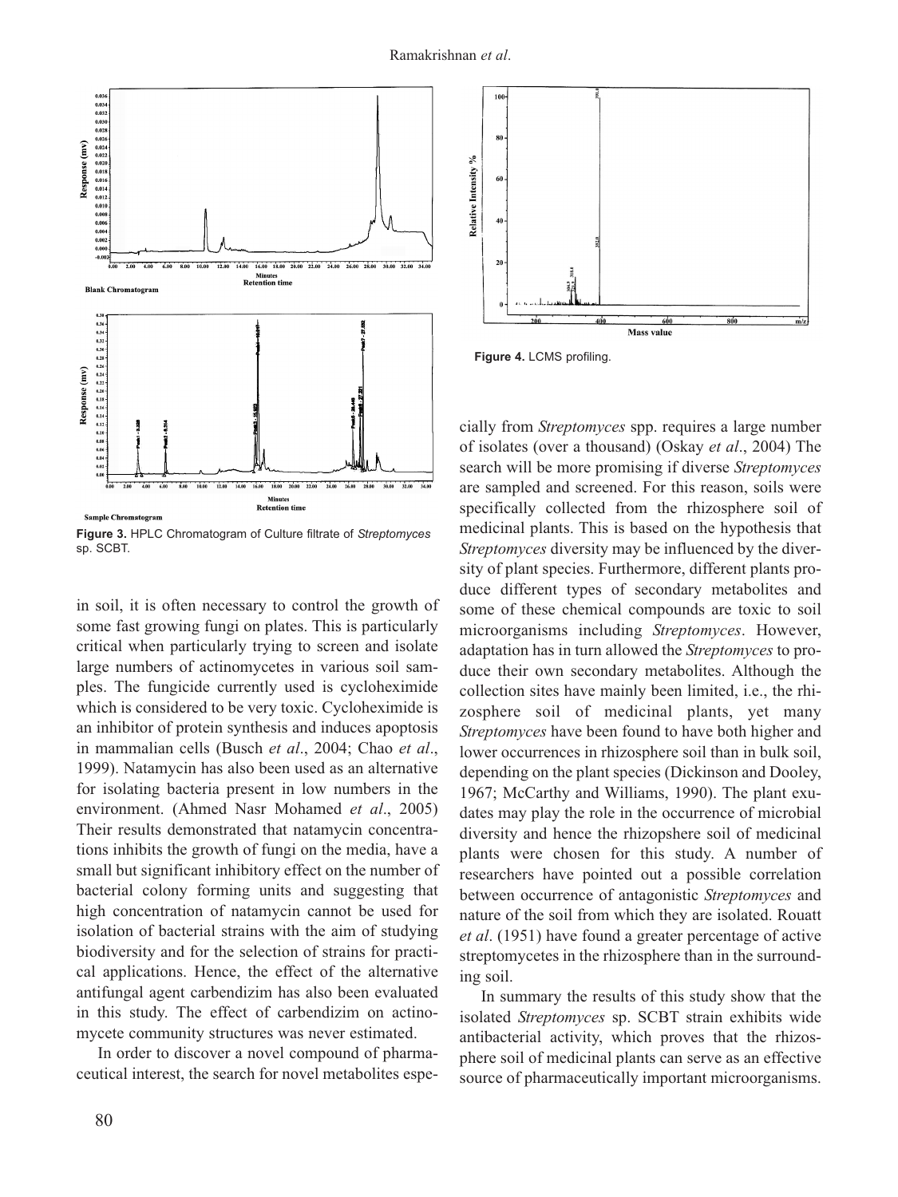**Figure 3.** HPLC Chromatogram of Culture filtrate of *Streptomyces* sp. SCBT.

**Figure 4.** LCMS profiling.

in soil, it is often necessary to control the growth of some fast growing fungi on plates. This is particularly critical when particularly trying to screen and isolate large numbers of actinomycetes in various soil samples. The fungicide currently used is cycloheximide which is considered to be very toxic. Cycloheximide is an inhibitor of protein synthesis and induces apoptosis in mammalian cells (Busch *et al*., 2004; Chao *et al*., 1999). Natamycin has also been used as an alternative for isolating bacteria present in low numbers in the environment. (Ahmed Nasr Mohamed *et al*., 2005) Their results demonstrated that natamycin concentrations inhibits the growth of fungi on the media, have a small but significant inhibitory effect on the number of bacterial colony forming units and suggesting that high concentration of natamycin cannot be used for isolation of bacterial strains with the aim of studying biodiversity and for the selection of strains for practical applications. Hence, the effect of the alternative antifungal agent carbendizim has also been evaluated in this study. The effect of carbendizim on actinomycete community structures was never estimated.

In order to discover a novel compound of pharmaceutical interest, the search for novel metabolites especially from *Streptomyces* spp. requires a large number of isolates (over a thousand) (Oskay *et al*., 2004) The search will be more promising if diverse *Streptomyces* are sampled and screened. For this reason, soils were specifically collected from the rhizosphere soil of medicinal plants. This is based on the hypothesis that *Streptomyces* diversity may be influenced by the diversity of plant species. Furthermore, different plants produce different types of secondary metabolites and some of these chemical compounds are toxic to soil microorganisms including *Streptomyces*. However, adaptation has in turn allowed the *Streptomyces* to produce their own secondary metabolites. Although the collection sites have mainly been limited, i.e., the rhizosphere soil of medicinal plants, yet many *Streptomyces* have been found to have both higher and lower occurrences in rhizosphere soil than in bulk soil, depending on the plant species (Dickinson and Dooley, 1967; McCarthy and Williams, 1990). The plant exudates may play the role in the occurrence of microbial diversity and hence the rhizopshere soil of medicinal plants were chosen for this study. A number of researchers have pointed out a possible correlation between occurrence of antagonistic *Streptomyces* and nature of the soil from which they are isolated. Rouatt *et al*. (1951) have found a greater percentage of active streptomycetes in the rhizosphere than in the surrounding soil.

In summary the results of this study show that the isolated *Streptomyces* sp. SCBT strain exhibits wide antibacterial activity, which proves that the rhizosphere soil of medicinal plants can serve as an effective source of pharmaceutically important microorganisms.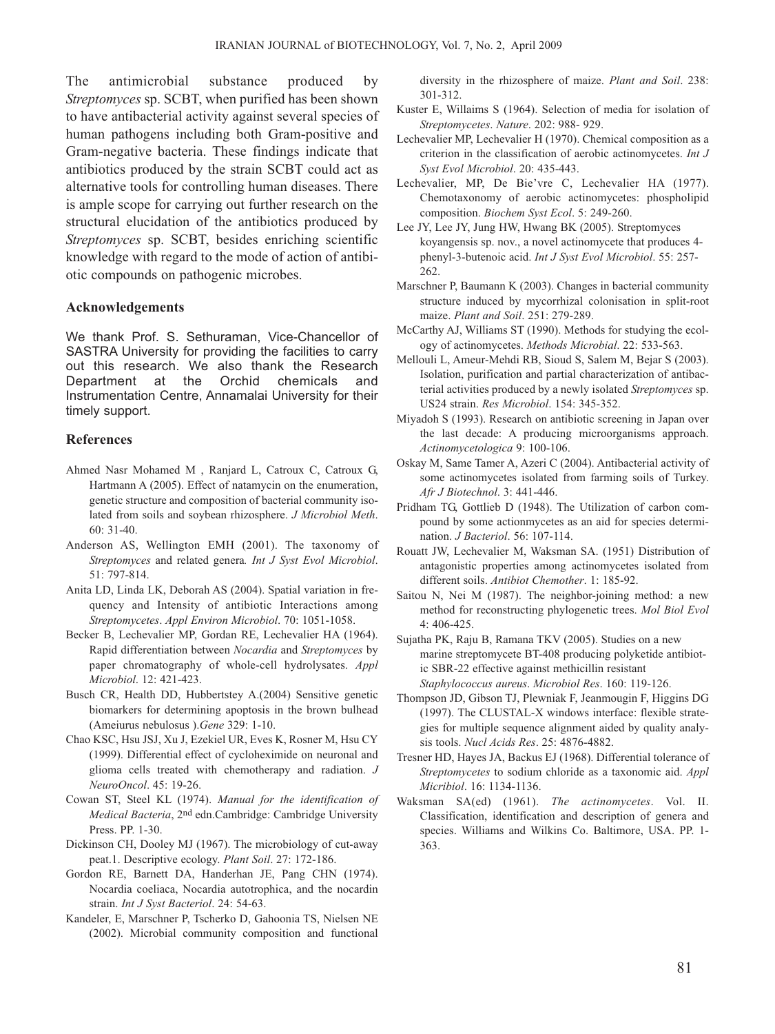The antimicrobial substance produced by *Streptomyces* sp. SCBT, when purified has been shown to have antibacterial activity against several species of human pathogens including both Gram-positive and Gram-negative bacteria. These findings indicate that antibiotics produced by the strain SCBT could act as alternative tools for controlling human diseases. There is ample scope for carrying out further research on the structural elucidation of the antibiotics produced by *Streptomyces* sp. SCBT, besides enriching scientific knowledge with regard to the mode of action of antibiotic compounds on pathogenic microbes.

### Acknowledgements

We thank Prof. S. Sethuraman, Vice-Chancellor of SASTRA University for providing the facilities to carry out this research. We also thank the Research Department at the Orchid chemicals and Instrumentation Centre, Annamalai University for their timely support.

### References

Ahmed Nasr Mohamed M , Ranjard L, Catroux C, Catroux G, Hartmann A (2005). Effect of natamycin on the enumeration, genetic structure and composition of bacterial community isolated from soils and soybean rhizosphere. *J Microbiol Meth*. 60: 31-40.

Anderson AS, Wellington EMH (2001). The taxonomy of *Streptomyces* and related genera*. Int J Syst Evol Microbiol*. 51: 797-814.

Anita LD, Linda LK, Deborah AS (2004). Spatial variation in frequency and Intensity of antibiotic Interactions among *Streptomycetes*. *Appl Environ Microbiol*. 70: 1051-1058.

Becker B, Lechevalier MP, Gordan RE, Lechevalier HA (1964). Rapid differentiation between *Nocardia* and *Streptomyces* by paper chromatography of whole-cell hydrolysates. *Appl Microbiol*. 12: 421-423.

Busch CR, Health DD, Hubbertstey A.(2004) Sensitive genetic biomarkers for determining apoptosis in the brown bulhead (Ameiurus nebulosus ).*Gene* 329: 1-10.

Chao KSC, Hsu JSJ, Xu J, Ezekiel UR, Eves K, Rosner M, Hsu CY (1999). Differential effect of cycloheximide on neuronal and glioma cells treated with chemotherapy and radiation. *J NeuroOncol*. 45: 19-26.

Cowan ST, Steel KL (1974). *Manual for the identification of Medical Bacteria*, 2nd edn.Cambridge: Cambridge University Press. PP. 1-30.

Dickinson CH, Dooley MJ (1967). The microbiology of cut-away peat.1. Descriptive ecology. *Plant Soil*. 27: 172-186.

Gordon RE, Barnett DA, Handerhan JE, Pang CHN (1974). Nocardia coeliaca, Nocardia autotrophica, and the nocardin strain. *Int J Syst Bacteriol*. 24: 54-63.

Kandeler, E, Marschner P, Tscherko D, Gahoonia TS, Nielsen NE (2002). Microbial community composition and functional diversity in the rhizosphere of maize. *Plant and Soil*. 238: 301-312.

Kuster E, Willaims S (1964). Selection of media for isolation of *Streptomycetes*. *Nature*. 202: 988- 929.

Lechevalier MP, Lechevalier H (1970). Chemical composition as a criterion in the classification of aerobic actinomycetes. *Int J Syst Evol Microbiol*. 20: 435-443.

Lechevalier, MP, De Bie'vre C, Lechevalier HA (1977). Chemotaxonomy of aerobic actinomycetes: phospholipid composition. *Biochem Syst Ecol*. 5: 249-260.

Lee JY, Lee JY, Jung HW, Hwang BK (2005). Streptomyces koyangensis sp. nov., a novel actinomycete that produces 4-phenyl-3-butenoic acid. *Int J Syst Evol Microbiol*. 55: 257-262.

Marschner P, Baumann K (2003). Changes in bacterial community structure induced by mycorrhizal colonisation in split-root maize. *Plant and Soil*. 251: 279-289.

McCarthy AJ, Williams ST (1990). Methods for studying the ecology of actinomycetes. *Methods Microbial*. 22: 533-563.

Mellouli L, Ameur-Mehdi RB, Sioud S, Salem M, Bejar S (2003). Isolation, purification and partial characterization of antibacterial activities produced by a newly isolated *Streptomyces* sp. US24 strain. *Res Microbiol*. 154: 345-352.

Miyadoh S (1993). Research on antibiotic screening in Japan over the last decade: A producing microorganisms approach. *Actinomycetologica* 9: 100-106.

Oskay M, Same Tamer A, Azeri C (2004). Antibacterial activity of some actinomycetes isolated from farming soils of Turkey. *Afr J Biotechnol*. 3: 441-446.

Pridham TG, Gottlieb D (1948). The Utilization of carbon compound by some actionmycetes as an aid for species determination. *J Bacteriol*. 56: 107-114.

Rouatt JW, Lechevalier M, Waksman SA. (1951) Distribution of antagonistic properties among actinomycetes isolated from different soils. *Antibiot Chemother*. 1: 185-92.

Saitou N, Nei M (1987). The neighbor-joining method: a new method for reconstructing phylogenetic trees. *Mol Biol Evol* 4: 406-425.

Sujatha PK, Raju B, Ramana TKV (2005). Studies on a new marine streptomycete BT-408 producing polyketide antibiotic SBR-22 effective against methicillin resistant *Staphylococcus aureus*. *Microbiol Res*. 160: 119-126.

Thompson JD, Gibson TJ, Plewniak F, Jeanmougin F, Higgins DG (1997). The CLUSTAL-X windows interface: flexible strategies for multiple sequence alignment aided by quality analysis tools. *Nucl Acids Res*. 25: 4876-4882.

Tresner HD, Hayes JA, Backus EJ (1968). Differential tolerance of *Streptomycetes* to sodium chloride as a taxonomic aid. *Appl Micribiol*. 16: 1134-1136.

Waksman SA(ed) (1961). *The actinomycetes*. Vol. II. Classification, identification and description of genera and species. Williams and Wilkins Co. Baltimore, USA. PP. 1-363.